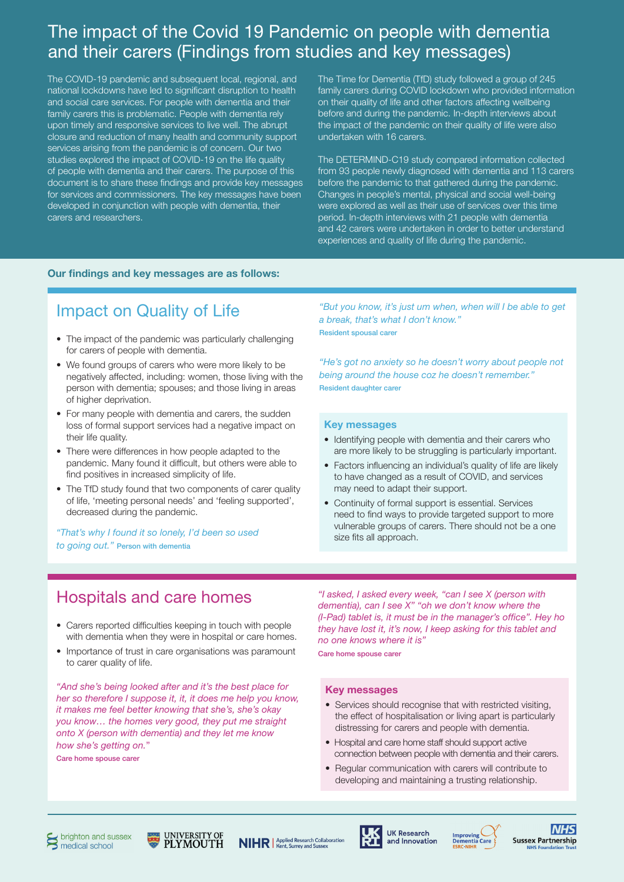# The impact of the Covid 19 Pandemic on people with dementia and their carers (Findings from studies and key messages)

The COVID-19 pandemic and subsequent local, regional, and national lockdowns have led to significant disruption to health and social care services. For people with dementia and their family carers this is problematic. People with dementia rely upon timely and responsive services to live well. The abrupt closure and reduction of many health and community support services arising from the pandemic is of concern. Our two studies explored the impact of COVID-19 on the life quality of people with dementia and their carers. The purpose of this document is to share these findings and provide key messages for services and commissioners. The key messages have been developed in conjunction with people with dementia, their carers and researchers.

The Time for Dementia (TfD) study followed a group of 245 family carers during COVID lockdown who provided information on their quality of life and other factors affecting wellbeing before and during the pandemic. In-depth interviews about the impact of the pandemic on their quality of life were also undertaken with 16 carers.

The DETERMIND-C19 study compared information collected from 93 people newly diagnosed with dementia and 113 carers before the pandemic to that gathered during the pandemic. Changes in people's mental, physical and social well-being were explored as well as their use of services over this time period. In-depth interviews with 21 people with dementia and 42 carers were undertaken in order to better understand experiences and quality of life during the pandemic.

**Our findings and key messages are as follows:**

## Impact on Quality of Life

- The impact of the pandemic was particularly challenging for carers of people with dementia.
- We found groups of carers who were more likely to be negatively affected, including: women, those living with the person with dementia; spouses; and those living in areas of higher deprivation.
- For many people with dementia and carers, the sudden loss of formal support services had a negative impact on their life quality.
- There were differences in how people adapted to the pandemic. Many found it difficult, but others were able to find positives in increased simplicity of life.
- The TfD study found that two components of carer quality of life, 'meeting personal needs' and 'feeling supported', decreased during the pandemic.

*"That's why I found it so lonely, I'd been so used to going out."* Person with dementia

*"But you know, it's just um when, when will I be able to get a break, that's what I don't know."*
Resident spousal carer

*"He's got no anxiety so he doesn't worry about people not being around the house coz he doesn't remember."*
Resident daughter carer

### Key messages

- Identifying people with dementia and their carers who are more likely to be struggling is particularly important.
- Factors influencing an individual's quality of life are likely to have changed as a result of COVID, and services may need to adapt their support.
- Continuity of formal support is essential. Services need to find ways to provide targeted support to more vulnerable groups of carers. There should not be a one size fits all approach.

## Hospitals and care homes

- Carers reported difficulties keeping in touch with people with dementia when they were in hospital or care homes.
- Importance of trust in care organisations was paramount to carer quality of life.

*"And she's being looked after and it's the best place for her so therefore I suppose it, it, it does me help you know, it makes me feel better knowing that she's, she's okay you know… the homes very good, they put me straight onto X (person with dementia) and they let me know how she's getting on."*
Care home spouse carer

*"I asked, I asked every week, "can I see X (person with dementia), can I see X" "oh we don't know where the (I-Pad) tablet is, it must be in the manager's office". Hey ho they have lost it, it's now, I keep asking for this tablet and no one knows where it is"*
Care home spouse carer

### Key messages

- Services should recognise that with restricted visiting, the effect of hospitalisation or living apart is particularly distressing for carers and people with dementia.
- Hospital and care home staff should support active connection between people with dementia and their carers.
- Regular communication with carers will contribute to developing and maintaining a trusting relationship.

brighton and sussex medical school | University of Plymouth | NIHR Applied Research Collaboration Kent, Surrey and Sussex | UK Research and Innovation | Improving Dementia Care ESRC-NIHR | NHS Sussex Partnership NHS Foundation Trust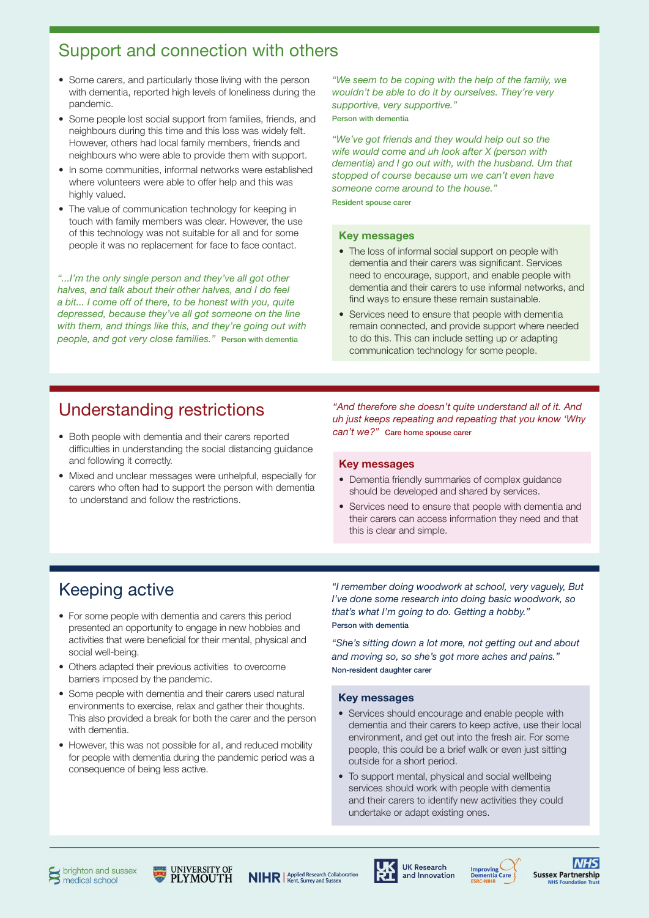## Support and connection with others

- Some carers, and particularly those living with the person with dementia, reported high levels of loneliness during the pandemic.
- Some people lost social support from families, friends, and neighbours during this time and this loss was widely felt. However, others had local family members, friends and neighbours who were able to provide them with support.
- In some communities, informal networks were established where volunteers were able to offer help and this was highly valued.
- The value of communication technology for keeping in touch with family members was clear. However, the use of this technology was not suitable for all and for some people it was no replacement for face to face contact.

*"...I'm the only single person and they've all got other halves, and talk about their other halves, and I do feel a bit... I come off of there, to be honest with you, quite depressed, because they've all got someone on the line with them, and things like this, and they're going out with people, and got very close families."* **Person with dementia**

*"We seem to be coping with the help of the family, we wouldn't be able to do it by ourselves. They're very supportive, very supportive."*
**Person with dementia**

*"We've got friends and they would help out so the wife would come and uh look after X (person with dementia) and I go out with, with the husband. Um that stopped of course because um we can't even have someone come around to the house."*
**Resident spouse carer**

### Key messages

- The loss of informal social support on people with dementia and their carers was significant. Services need to encourage, support, and enable people with dementia and their carers to use informal networks, and find ways to ensure these remain sustainable.
- Services need to ensure that people with dementia remain connected, and provide support where needed to do this. This can include setting up or adapting communication technology for some people.

## Understanding restrictions

- Both people with dementia and their carers reported difficulties in understanding the social distancing guidance and following it correctly.
- Mixed and unclear messages were unhelpful, especially for carers who often had to support the person with dementia to understand and follow the restrictions.

*"And therefore she doesn't quite understand all of it. And uh just keeps repeating and repeating that you know 'Why can't we?"* **Care home spouse carer**

### Key messages

- Dementia friendly summaries of complex guidance should be developed and shared by services.
- Services need to ensure that people with dementia and their carers can access information they need and that this is clear and simple.

## Keeping active

- For some people with dementia and carers this period presented an opportunity to engage in new hobbies and activities that were beneficial for their mental, physical and social well-being.
- Others adapted their previous activities to overcome barriers imposed by the pandemic.
- Some people with dementia and their carers used natural environments to exercise, relax and gather their thoughts. This also provided a break for both the carer and the person with dementia.
- However, this was not possible for all, and reduced mobility for people with dementia during the pandemic period was a consequence of being less active.

*"I remember doing woodwork at school, very vaguely, But I've done some research into doing basic woodwork, so that's what I'm going to do. Getting a hobby."*
**Person with dementia**

*"She's sitting down a lot more, not getting out and about and moving so, so she's got more aches and pains."*
**Non-resident daughter carer**

### Key messages

- Services should encourage and enable people with dementia and their carers to keep active, use their local environment, and get out into the fresh air. For some people, this could be a brief walk or even just sitting outside for a short period.
- To support mental, physical and social wellbeing services should work with people with dementia and their carers to identify new activities they could undertake or adapt existing ones.

brighton and sussex medical school | University of Plymouth | NIHR Applied Research Collaboration Kent, Surrey and Sussex | UK Research and Innovation | Improving Dementia Care ESRC-NIHR | NHS Sussex Partnership NHS Foundation Trust